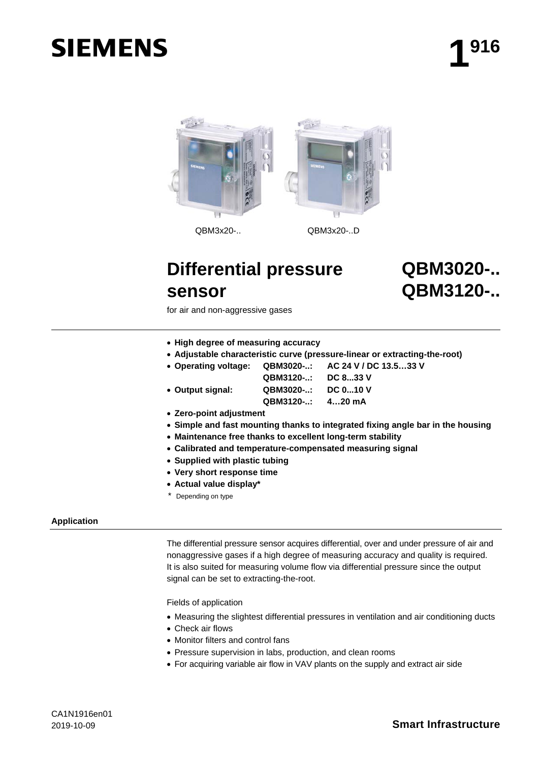SIEMENS

# 1[916]

QBM3x20-..    QBM3x20-..D

# Differential pressure sensor

# QBM3020-.. QBM3120-..

for air and non-aggressive gases

- **High degree of measuring accuracy**
- **Adjustable characteristic curve (pressure-linear or extracting-the-root)**
- **Operating voltage: QBM3020-..: AC 24 V / DC 13.5…33 V**
  **QBM3120-..: DC 8...33 V**
- **Output signal: QBM3020-..: DC 0...10 V**
  **QBM3120-..: 4…20 mA**
- **Zero-point adjustment**
- **Simple and fast mounting thanks to integrated fixing angle bar in the housing**
- **Maintenance free thanks to excellent long-term stability**
- **Calibrated and temperature-compensated measuring signal**
- **Supplied with plastic tubing**
- **Very short response time**
- **Actual value display***

\* Depending on type

## Application

The differential pressure sensor acquires differential, over and under pressure of air and nonaggressive gases if a high degree of measuring accuracy and quality is required. It is also suited for measuring volume flow via differential pressure since the output signal can be set to extracting-the-root.

Fields of application

- Measuring the slightest differential pressures in ventilation and air conditioning ducts
- Check air flows
- Monitor filters and control fans
- Pressure supervision in labs, production, and clean rooms
- For acquiring variable air flow in VAV plants on the supply and extract air side

CA1N1916en01
2019-10-09

Smart Infrastructure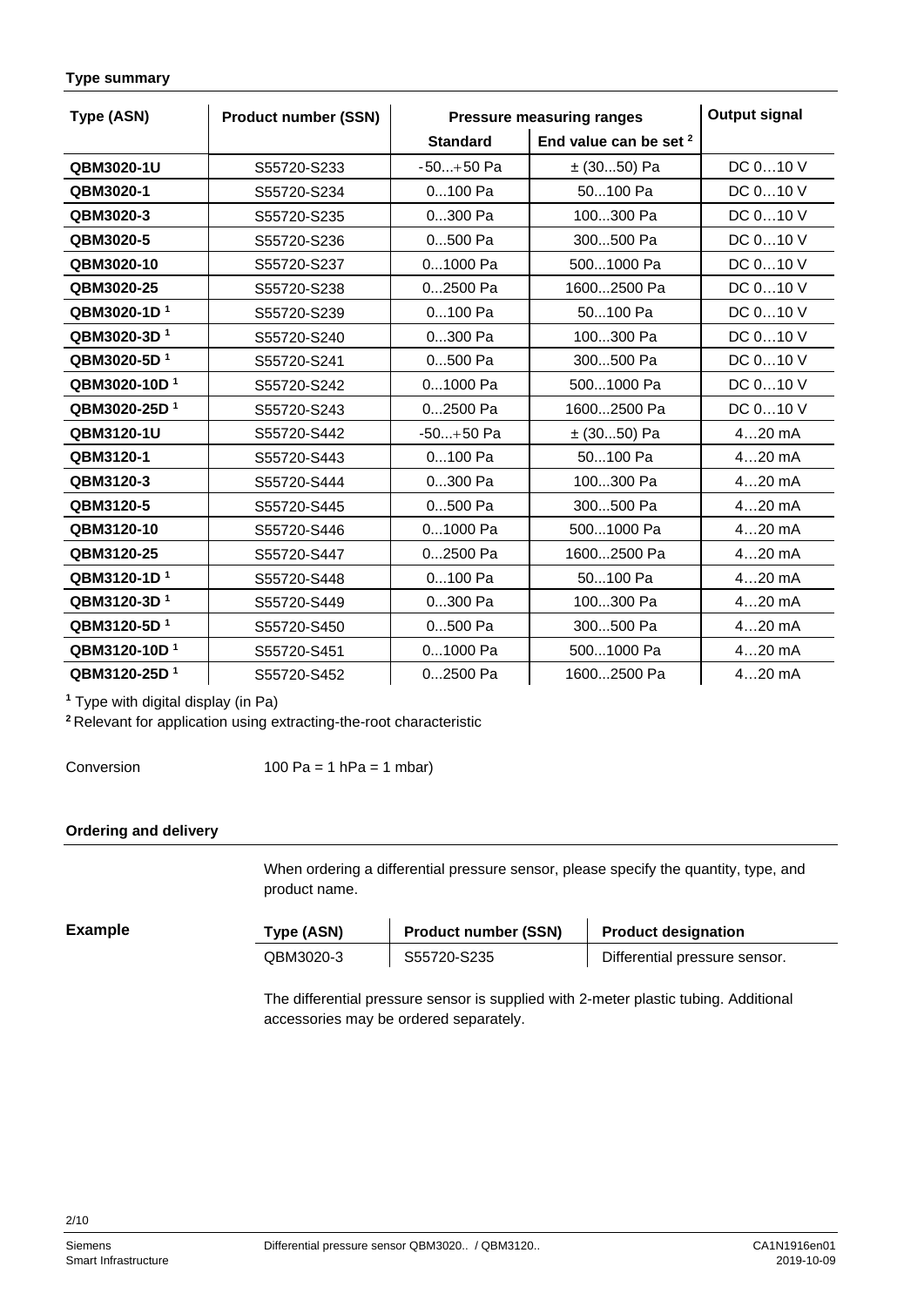### Type summary

| Type (ASN) | Product number (SSN) | Pressure measuring ranges | | Output signal |
|---|---|---|---|---|
| | | Standard | End value can be set [2] | |
| **QBM3020-1U** | S55720-S233 | -50...+50 Pa | ± (30...50) Pa | DC 0…10 V |
| **QBM3020-1** | S55720-S234 | 0...100 Pa | 50...100 Pa | DC 0…10 V |
| **QBM3020-3** | S55720-S235 | 0...300 Pa | 100...300 Pa | DC 0…10 V |
| **QBM3020-5** | S55720-S236 | 0...500 Pa | 300...500 Pa | DC 0…10 V |
| **QBM3020-10** | S55720-S237 | 0...1000 Pa | 500...1000 Pa | DC 0…10 V |
| **QBM3020-25** | S55720-S238 | 0...2500 Pa | 1600...2500 Pa | DC 0…10 V |
| **QBM3020-1D** [1] | S55720-S239 | 0...100 Pa | 50...100 Pa | DC 0…10 V |
| **QBM3020-3D** [1] | S55720-S240 | 0...300 Pa | 100...300 Pa | DC 0…10 V |
| **QBM3020-5D** [1] | S55720-S241 | 0...500 Pa | 300...500 Pa | DC 0…10 V |
| **QBM3020-10D** [1] | S55720-S242 | 0...1000 Pa | 500...1000 Pa | DC 0…10 V |
| **QBM3020-25D** [1] | S55720-S243 | 0...2500 Pa | 1600...2500 Pa | DC 0…10 V |
| **QBM3120-1U** | S55720-S442 | -50...+50 Pa | ± (30...50) Pa | 4…20 mA |
| **QBM3120-1** | S55720-S443 | 0...100 Pa | 50...100 Pa | 4…20 mA |
| **QBM3120-3** | S55720-S444 | 0...300 Pa | 100...300 Pa | 4…20 mA |
| **QBM3120-5** | S55720-S445 | 0...500 Pa | 300...500 Pa | 4…20 mA |
| **QBM3120-10** | S55720-S446 | 0...1000 Pa | 500...1000 Pa | 4…20 mA |
| **QBM3120-25** | S55720-S447 | 0...2500 Pa | 1600...2500 Pa | 4…20 mA |
| **QBM3120-1D** [1] | S55720-S448 | 0...100 Pa | 50...100 Pa | 4…20 mA |
| **QBM3120-3D** [1] | S55720-S449 | 0...300 Pa | 100...300 Pa | 4…20 mA |
| **QBM3120-5D** [1] | S55720-S450 | 0...500 Pa | 300...500 Pa | 4…20 mA |
| **QBM3120-10D** [1] | S55720-S451 | 0...1000 Pa | 500...1000 Pa | 4…20 mA |
| **QBM3120-25D** [1] | S55720-S452 | 0...2500 Pa | 1600...2500 Pa | 4…20 mA |

[1] Type with digital display (in Pa)

[2] Relevant for application using extracting-the-root characteristic

Conversion    100 Pa = 1 hPa = 1 mbar)

### Ordering and delivery

When ordering a differential pressure sensor, please specify the quantity, type, and product name.

**Example**

| Type (ASN) | Product number (SSN) | Product designation |
|---|---|---|
| QBM3020-3 | S55720-S235 | Differential pressure sensor. |

The differential pressure sensor is supplied with 2-meter plastic tubing. Additional accessories may be ordered separately.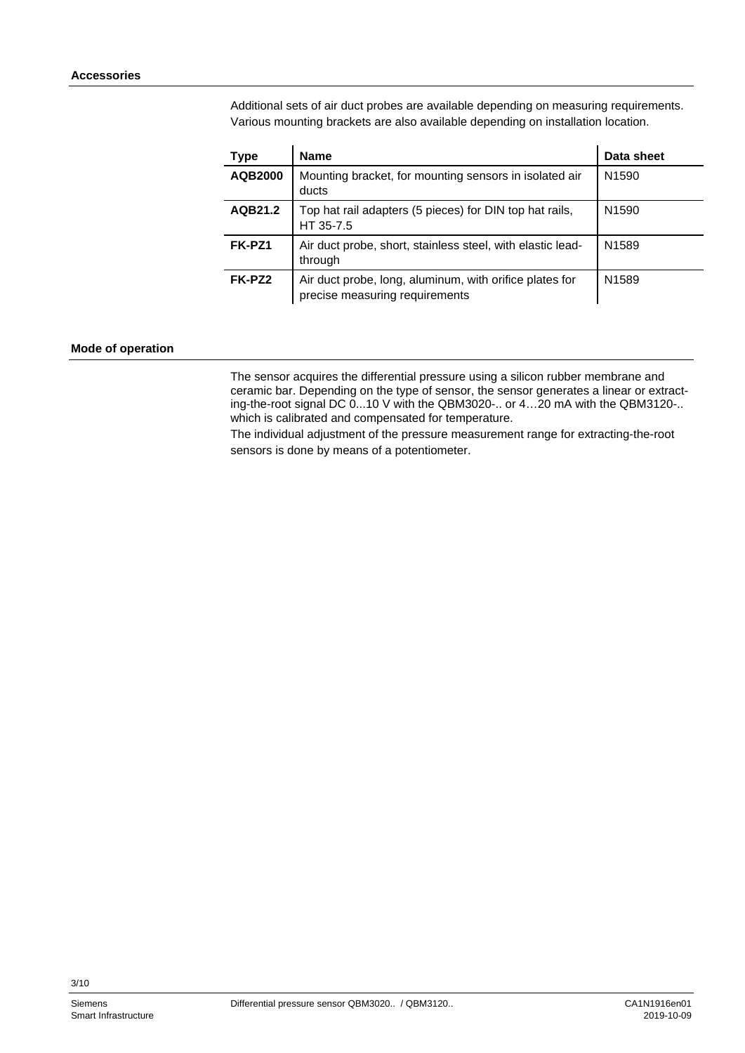## Accessories

Additional sets of air duct probes are available depending on measuring requirements. Various mounting brackets are also available depending on installation location.

| Type | Name | Data sheet |
|---|---|---|
| **AQB2000** | Mounting bracket, for mounting sensors in isolated air ducts | N1590 |
| **AQB21.2** | Top hat rail adapters (5 pieces) for DIN top hat rails, HT 35-7.5 | N1590 |
| **FK-PZ1** | Air duct probe, short, stainless steel, with elastic lead-through | N1589 |
| **FK-PZ2** | Air duct probe, long, aluminum, with orifice plates for precise measuring requirements | N1589 |

## Mode of operation

The sensor acquires the differential pressure using a silicon rubber membrane and ceramic bar. Depending on the type of sensor, the sensor generates a linear or extracting-the-root signal DC 0...10 V with the QBM3020-.. or 4…20 mA with the QBM3120-.. which is calibrated and compensated for temperature.

The individual adjustment of the pressure measurement range for extracting-the-root sensors is done by means of a potentiometer.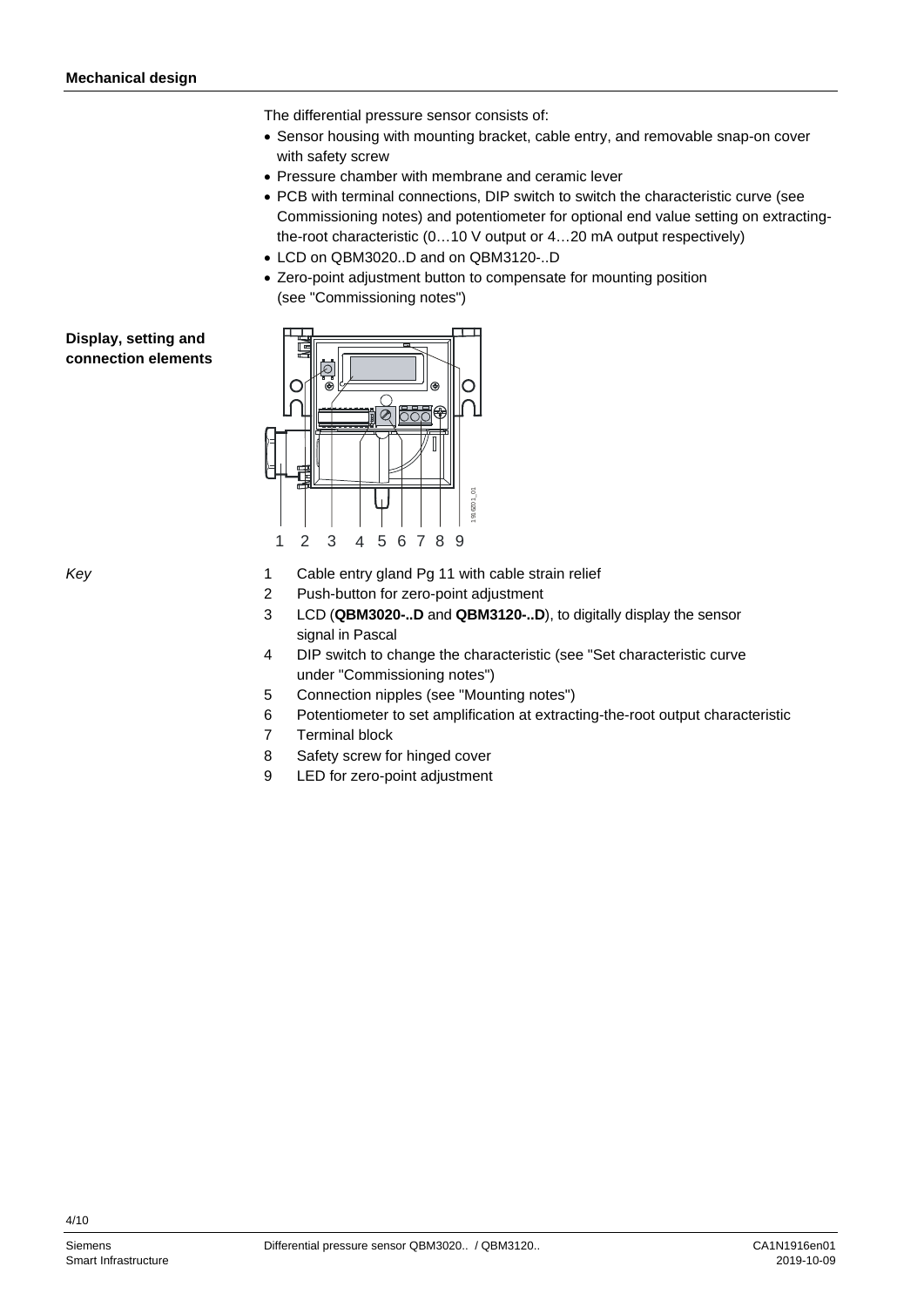## Mechanical design

The differential pressure sensor consists of:

- Sensor housing with mounting bracket, cable entry, and removable snap-on cover with safety screw
- Pressure chamber with membrane and ceramic lever
- PCB with terminal connections, DIP switch to switch the characteristic curve (see Commissioning notes) and potentiometer for optional end value setting on extracting-the-root characteristic (0…10 V output or 4…20 mA output respectively)
- LCD on QBM3020..D and on QBM3120-..D
- Zero-point adjustment button to compensate for mounting position (see "Commissioning notes")

### Display, setting and connection elements

*Key*

1. Cable entry gland Pg 11 with cable strain relief
2. Push-button for zero-point adjustment
3. LCD (**QBM3020-..D** and **QBM3120-..D**), to digitally display the sensor signal in Pascal
4. DIP switch to change the characteristic (see "Set characteristic curve under "Commissioning notes")
5. Connection nipples (see "Mounting notes")
6. Potentiometer to set amplification at extracting-the-root output characteristic
7. Terminal block
8. Safety screw for hinged cover
9. LED for zero-point adjustment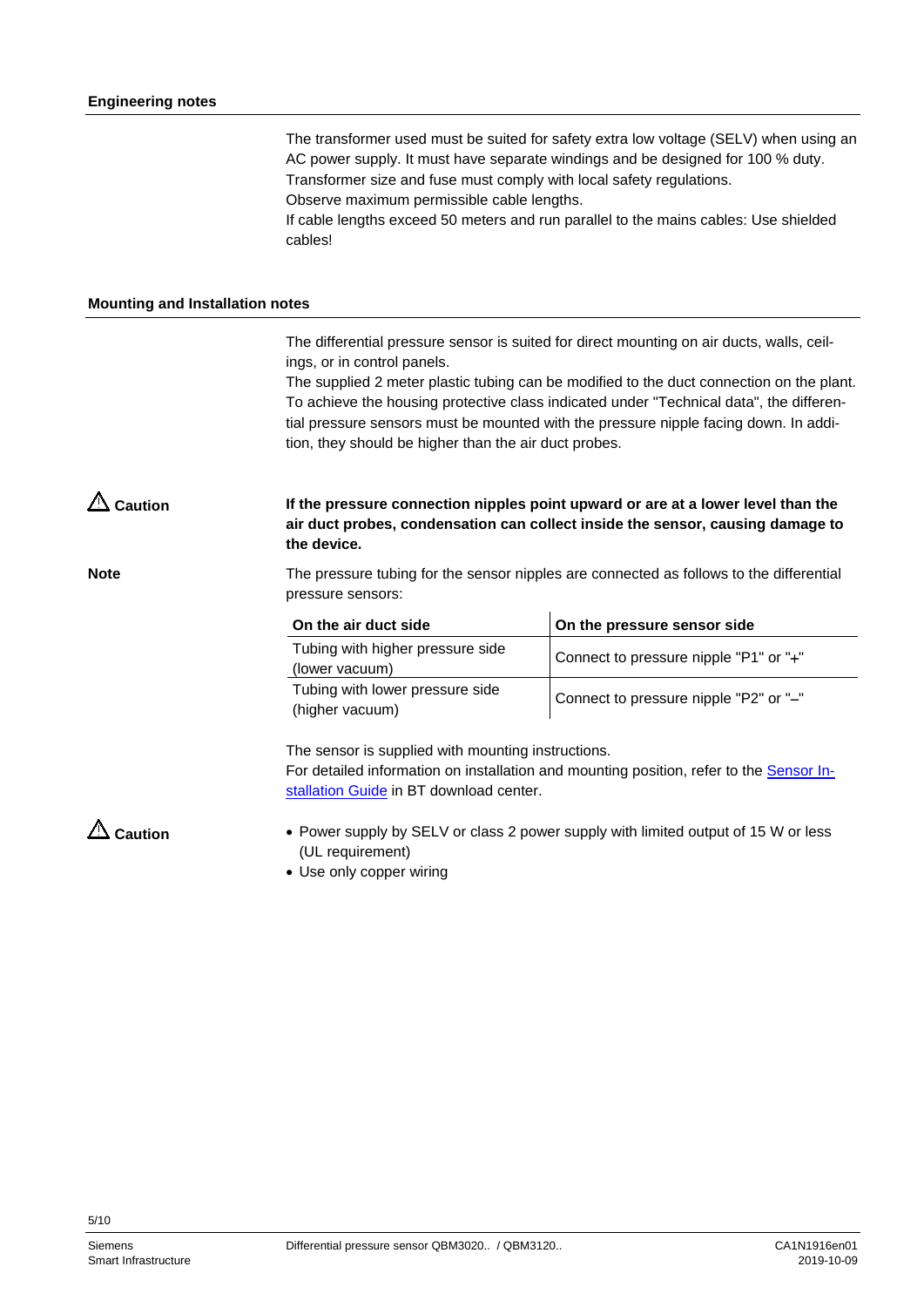## Engineering notes

The transformer used must be suited for safety extra low voltage (SELV) when using an AC power supply. It must have separate windings and be designed for 100 % duty. Transformer size and fuse must comply with local safety regulations.
Observe maximum permissible cable lengths.
If cable lengths exceed 50 meters and run parallel to the mains cables: Use shielded cables!

## Mounting and Installation notes

The differential pressure sensor is suited for direct mounting on air ducts, walls, ceilings, or in control panels.
The supplied 2 meter plastic tubing can be modified to the duct connection on the plant.
To achieve the housing protective class indicated under "Technical data", the differential pressure sensors must be mounted with the pressure nipple facing down. In addition, they should be higher than the air duct probes.

**⚠ Caution**

**If the pressure connection nipples point upward or are at a lower level than the air duct probes, condensation can collect inside the sensor, causing damage to the device.**

**Note**

The pressure tubing for the sensor nipples are connected as follows to the differential pressure sensors:

| On the air duct side | On the pressure sensor side |
|---|---|
| Tubing with higher pressure side (lower vacuum) | Connect to pressure nipple "P1" or "+" |
| Tubing with lower pressure side (higher vacuum) | Connect to pressure nipple "P2" or "–" |

The sensor is supplied with mounting instructions.
For detailed information on installation and mounting position, refer to the Sensor Installation Guide in BT download center.

**⚠ Caution**

- Power supply by SELV or class 2 power supply with limited output of 15 W or less (UL requirement)
- Use only copper wiring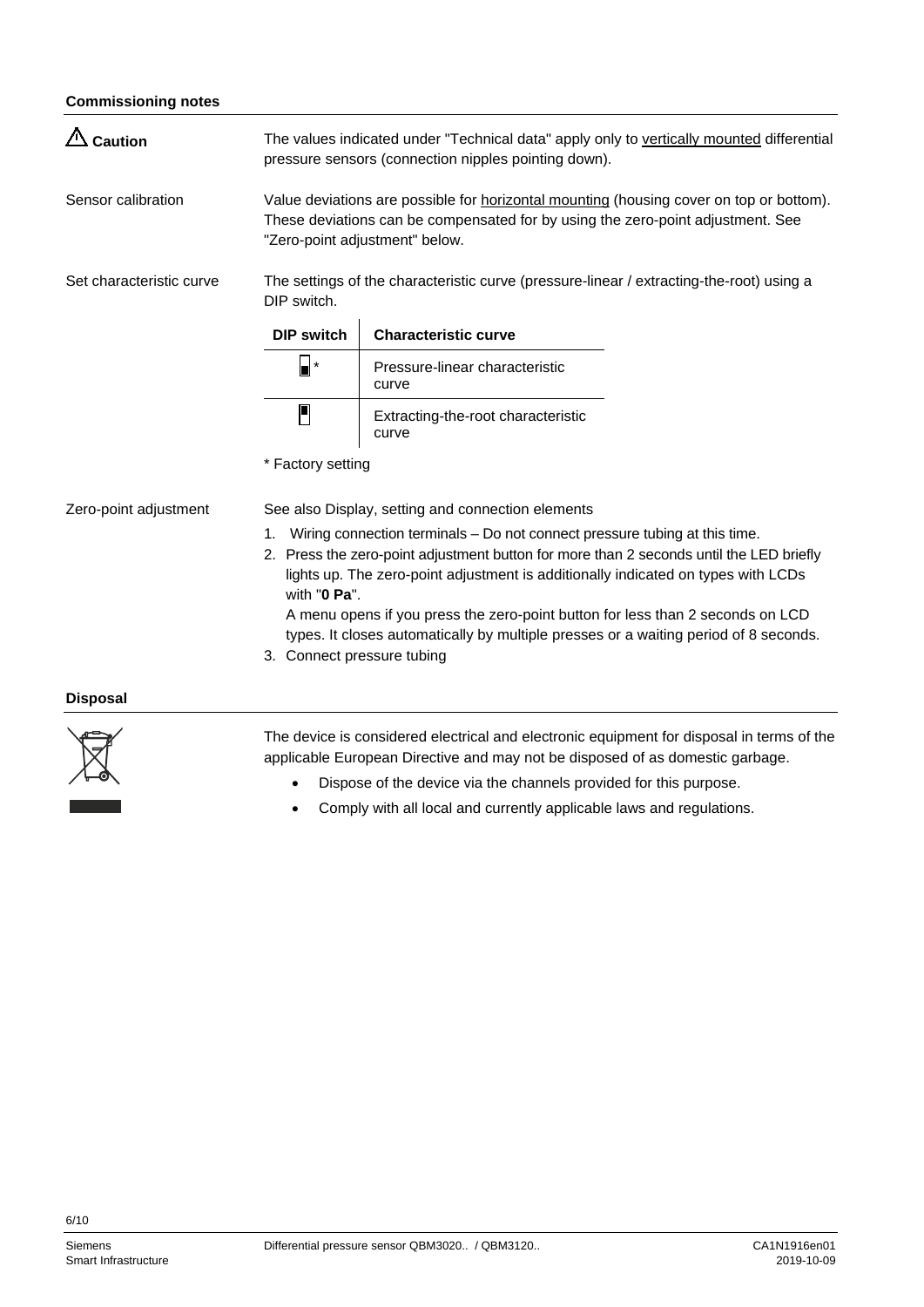## Commissioning notes

**⚠ Caution**

The values indicated under "Technical data" apply only to vertically mounted differential pressure sensors (connection nipples pointing down).

Sensor calibration

Value deviations are possible for horizontal mounting (housing cover on top or bottom). These deviations can be compensated for by using the zero-point adjustment. See "Zero-point adjustment" below.

Set characteristic curve

The settings of the characteristic curve (pressure-linear / extracting-the-root) using a DIP switch.

| DIP switch | Characteristic curve |
|---|---|
| ▄ * | Pressure-linear characteristic curve |
| ▀ | Extracting-the-root characteristic curve |

* Factory setting

Zero-point adjustment

See also Display, setting and connection elements

1. Wiring connection terminals – Do not connect pressure tubing at this time.
2. Press the zero-point adjustment button for more than 2 seconds until the LED briefly lights up. The zero-point adjustment is additionally indicated on types with LCDs with "**0 Pa**".
   A menu opens if you press the zero-point button for less than 2 seconds on LCD types. It closes automatically by multiple presses or a waiting period of 8 seconds.
3. Connect pressure tubing

## Disposal

The device is considered electrical and electronic equipment for disposal in terms of the applicable European Directive and may not be disposed of as domestic garbage.

- Dispose of the device via the channels provided for this purpose.
- Comply with all local and currently applicable laws and regulations.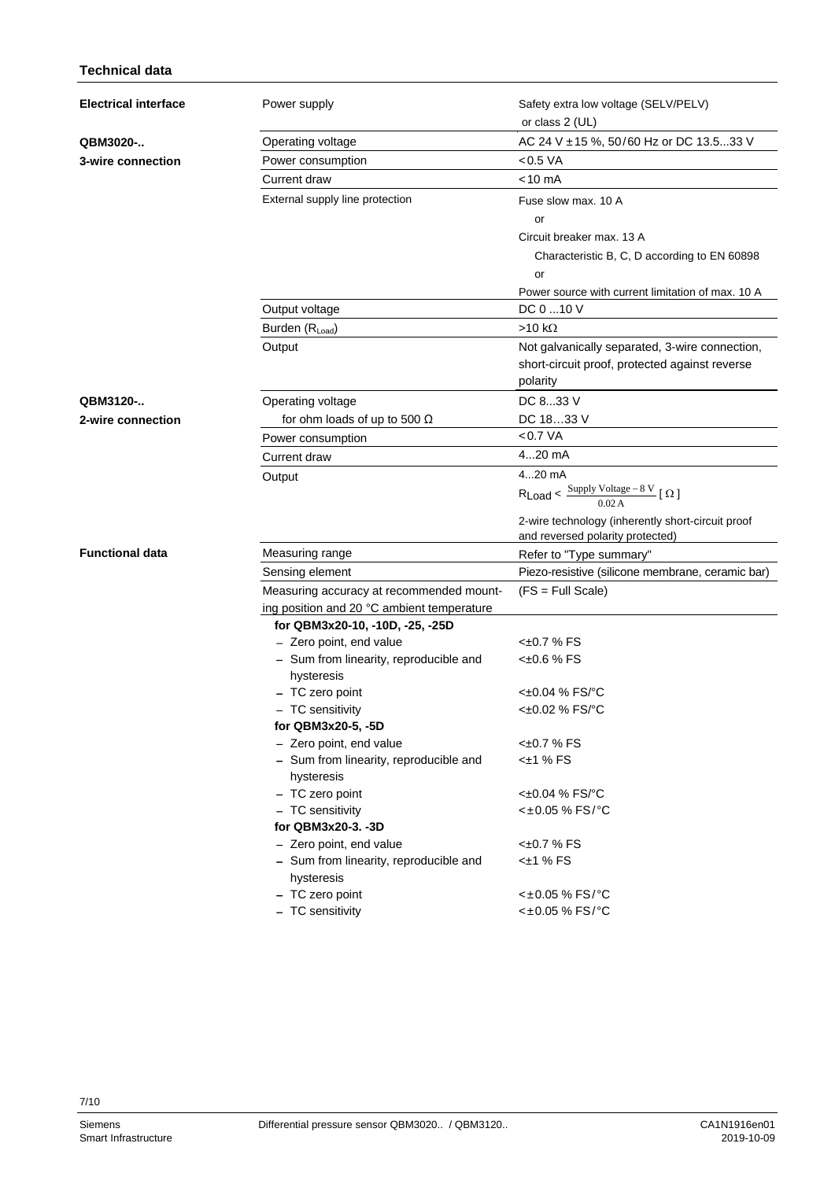## Technical data

| | | |
|---|---|---|
| **Electrical interface** | Power supply | Safety extra low voltage (SELV/PELV) or class 2 (UL) |
| **QBM3020-..** | Operating voltage | AC 24 V ±15 %, 50/60 Hz or DC 13.5...33 V |
| **3-wire connection** | Power consumption | <0.5 VA |
| | Current draw | <10 mA |
| | External supply line protection | Fuse slow max. 10 A<br>or<br>Circuit breaker max. 13 A<br>Characteristic B, C, D according to EN 60898<br>or<br>Power source with current limitation of max. 10 A |
| | Output voltage | DC 0 ...10 V |
| | Burden ($R_{Load}$) | >10 kΩ |
| | Output | Not galvanically separated, 3-wire connection, short-circuit proof, protected against reverse polarity |
| **QBM3120-..** | Operating voltage | DC 8...33 V |
| **2-wire connection** | for ohm loads of up to 500 Ω | DC 18…33 V |
| | Power consumption | <0.7 VA |
| | Current draw | 4...20 mA |
| | Output | 4...20 mA<br>$R_{Load} < \frac{\text{Supply Voltage} - 8\text{ V}}{0.02\text{ A}} [\Omega]$<br>2-wire technology (inherently short-circuit proof and reversed polarity protected) |
| **Functional data** | Measuring range | Refer to "Type summary" |
| | Sensing element | Piezo-resistive (silicone membrane, ceramic bar) |
| | Measuring accuracy at recommended mounting position and 20 °C ambient temperature | (FS = Full Scale) |
| | **for QBM3x20-10, -10D, -25, -25D** | |
| | – Zero point, end value | <±0.7 % FS |
| | – Sum from linearity, reproducible and hysteresis | <±0.6 % FS |
| | – TC zero point | <±0.04 % FS/°C |
| | – TC sensitivity | <±0.02 % FS/°C |
| | **for QBM3x20-5, -5D** | |
| | – Zero point, end value | <±0.7 % FS |
| | – Sum from linearity, reproducible and hysteresis | <±1 % FS |
| | – TC zero point | <±0.04 % FS/°C |
| | – TC sensitivity | <±0.05 % FS/°C |
| | **for QBM3x20-3. -3D** | |
| | – Zero point, end value | <±0.7 % FS |
| | – Sum from linearity, reproducible and hysteresis | <±1 % FS |
| | – TC zero point | <±0.05 % FS/°C |
| | – TC sensitivity | <±0.05 % FS/°C |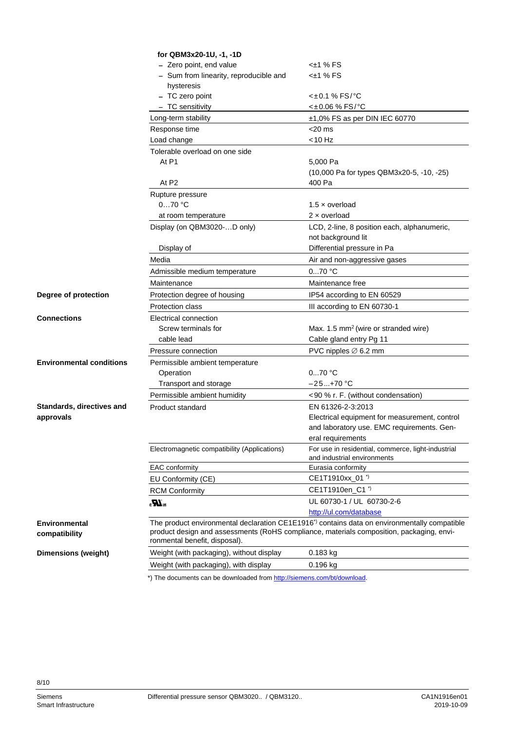| | | |
|---|---|---|
| | **for QBM3x20-1U, -1, -1D** | |
| | – Zero point, end value | <±1 % FS |
| | – Sum from linearity, reproducible and hysteresis | <±1 % FS |
| | – TC zero point | <±0.1 % FS/°C |
| | – TC sensitivity | <±0.06 % FS/°C |
| | Long-term stability | ±1,0% FS as per DIN IEC 60770 |
| | Response time | <20 ms |
| | Load change | <10 Hz |
| | Tolerable overload on one side | |
| | At P1 | 5,000 Pa<br>(10,000 Pa for types QBM3x20-5, -10, -25) |
| | At P2 | 400 Pa |
| | Rupture pressure | |
| | 0…70 °C | 1.5 × overload |
| | at room temperature | 2 × overload |
| | Display (on QBM3020-…D only) | LCD, 2-line, 8 position each, alphanumeric, not background lit |
| | Display of | Differential pressure in Pa |
| | Media | Air and non-aggressive gases |
| | Admissible medium temperature | 0...70 °C |
| | Maintenance | Maintenance free |
| **Degree of protection** | Protection degree of housing | IP54 according to EN 60529 |
| | Protection class | III according to EN 60730-1 |
| **Connections** | Electrical connection | |
| | Screw terminals for | Max. 1.5 mm² (wire or stranded wire) |
| | cable lead | Cable gland entry Pg 11 |
| | Pressure connection | PVC nipples ∅ 6.2 mm |
| **Environmental conditions** | Permissible ambient temperature | |
| | Operation | 0...70 °C |
| | Transport and storage | −25...+70 °C |
| | Permissible ambient humidity | <90 % r. F. (without condensation) |
| **Standards, directives and approvals** | Product standard | EN 61326-2-3:2013<br>Electrical equipment for measurement, control and laboratory use. EMC requirements. General requirements |
| | Electromagnetic compatibility (Applications) | For use in residential, commerce, light-industrial and industrial environments |
| | EAC conformity | Eurasia conformity |
| | EU Conformity (CE) | CE1T1910xx_01 *) |
| | RCM Conformity | CE1T1910en_C1 *) |
| | cULus | UL 60730-1 / UL 60730-2-6<br>http://ul.com/database |
| **Environmental compatibility** | The product environmental declaration CE1E1916*) contains data on environmentally compatible product design and assessments (RoHS compliance, materials composition, packaging, environmental benefit, disposal). | |
| **Dimensions (weight)** | Weight (with packaging), without display | 0.183 kg |
| | Weight (with packaging), with display | 0.196 kg |

*) The documents can be downloaded from http://siemens.com/bt/download.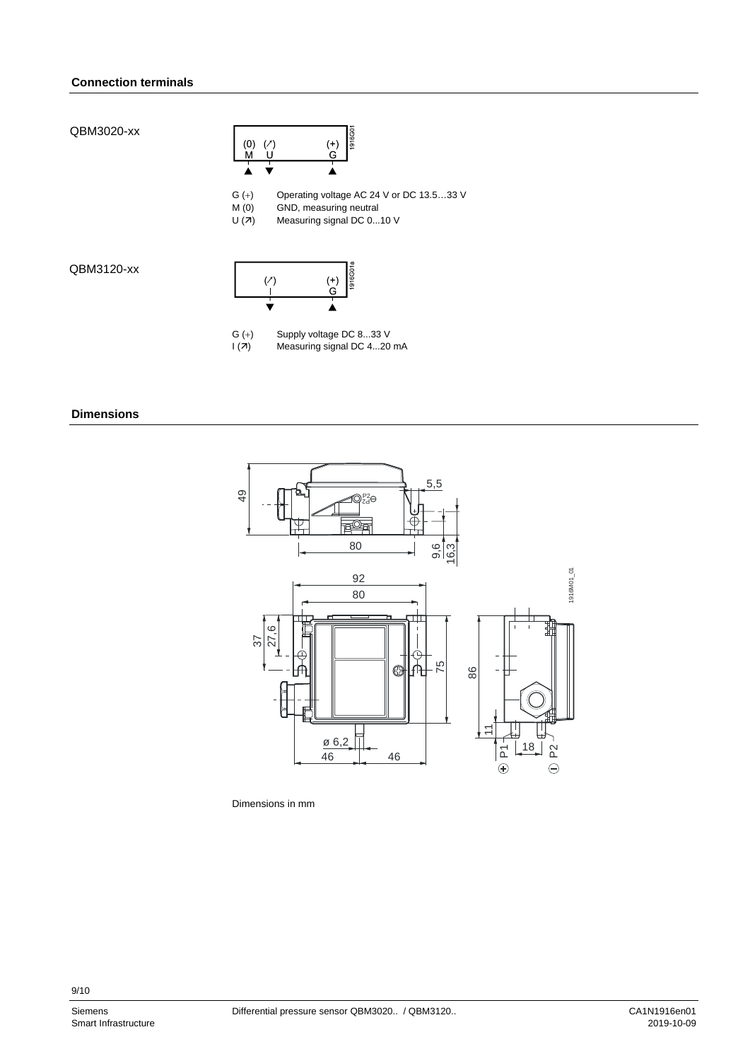## Connection terminals

QBM3020-xx

G (+) Operating voltage AC 24 V or DC 13.5…33 V
M (0) GND, measuring neutral
U (↗) Measuring signal DC 0...10 V

QBM3120-xx

G (+) Supply voltage DC 8...33 V
I (↗) Measuring signal DC 4...20 mA

## Dimensions

Dimensions in mm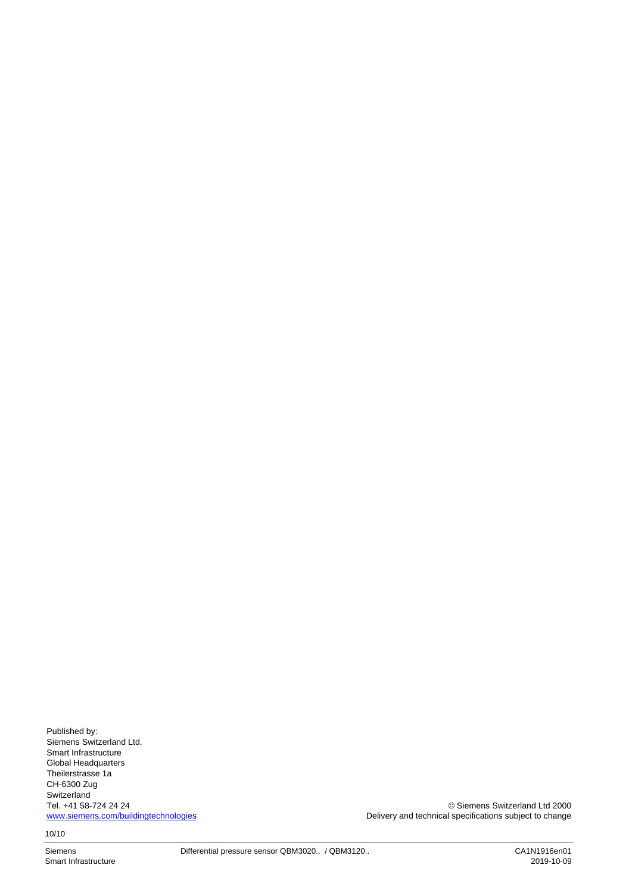Published by:
Siemens Switzerland Ltd.
Smart Infrastructure
Global Headquarters
Theilerstrasse 1a
CH-6300 Zug
Switzerland
Tel. +41 58-724 24 24
www.siemens.com/buildingtechnologies

© Siemens Switzerland Ltd 2000
Delivery and technical specifications subject to change